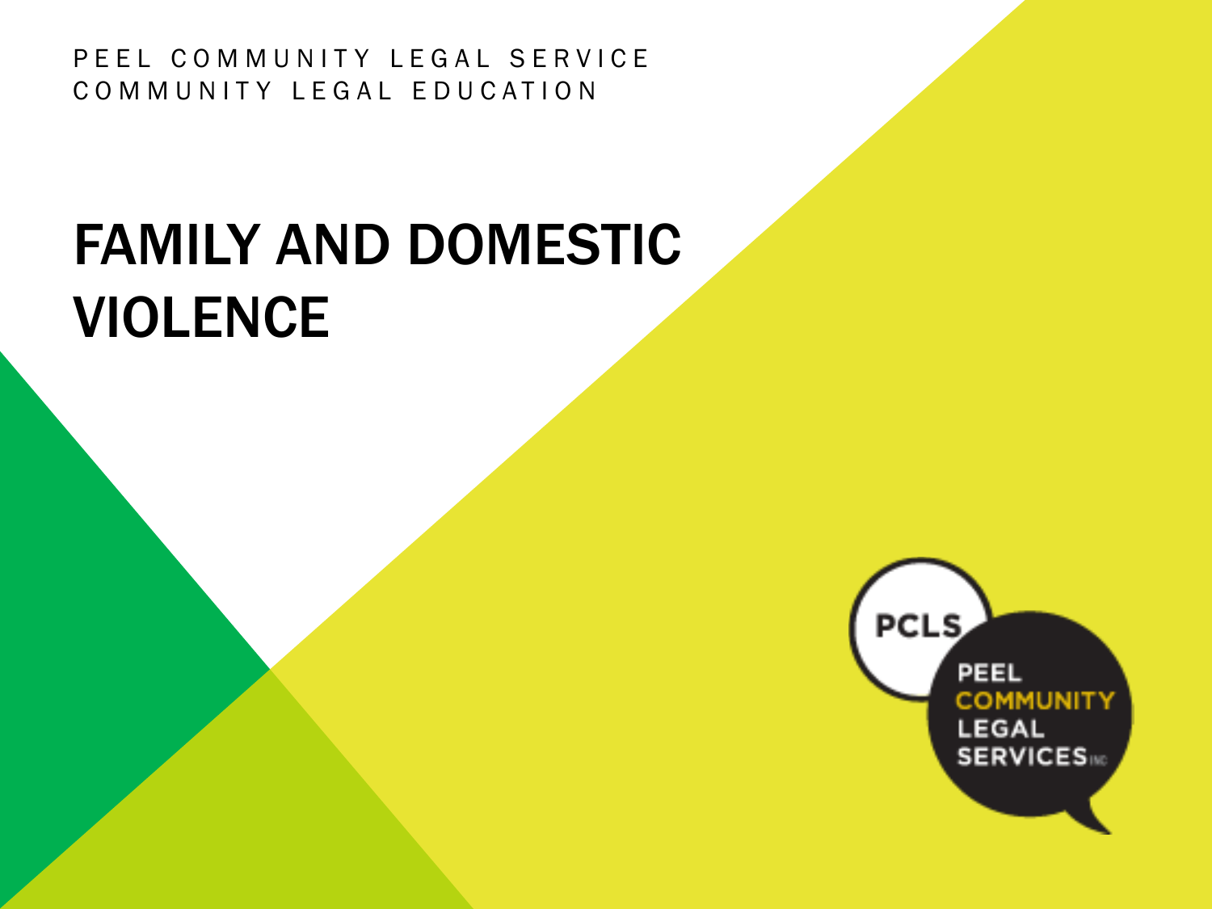PEEL COMMUNITY LEGAL SERVICE
COMMUNITY LEGAL EDUCATION

# FAMILY AND DOMESTIC VIOLENCE

PCLS
PEEL COMMUNITY LEGAL SERVICES INC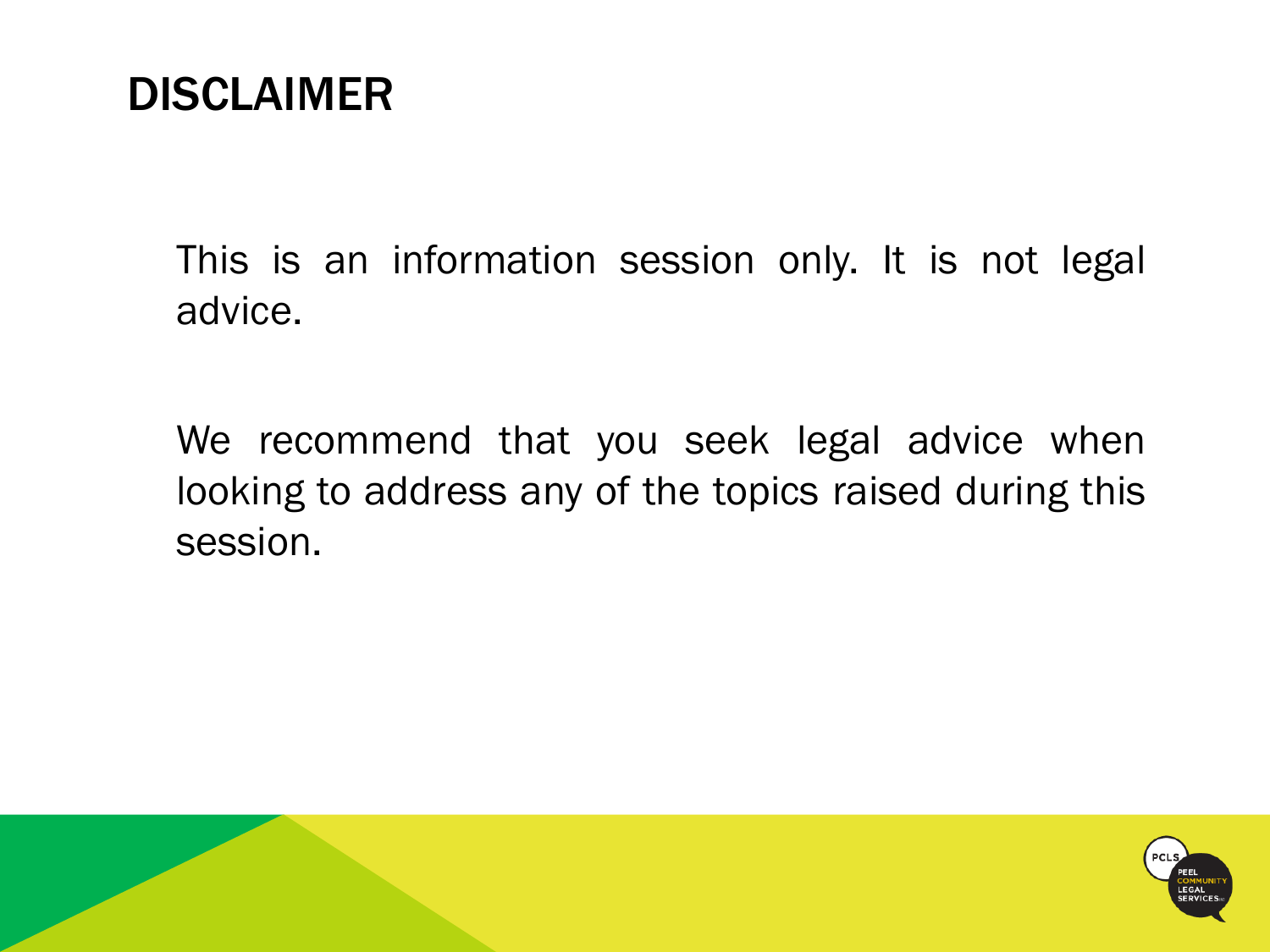# DISCLAIMER

This is an information session only. It is not legal advice.

We recommend that you seek legal advice when looking to address any of the topics raised during this session.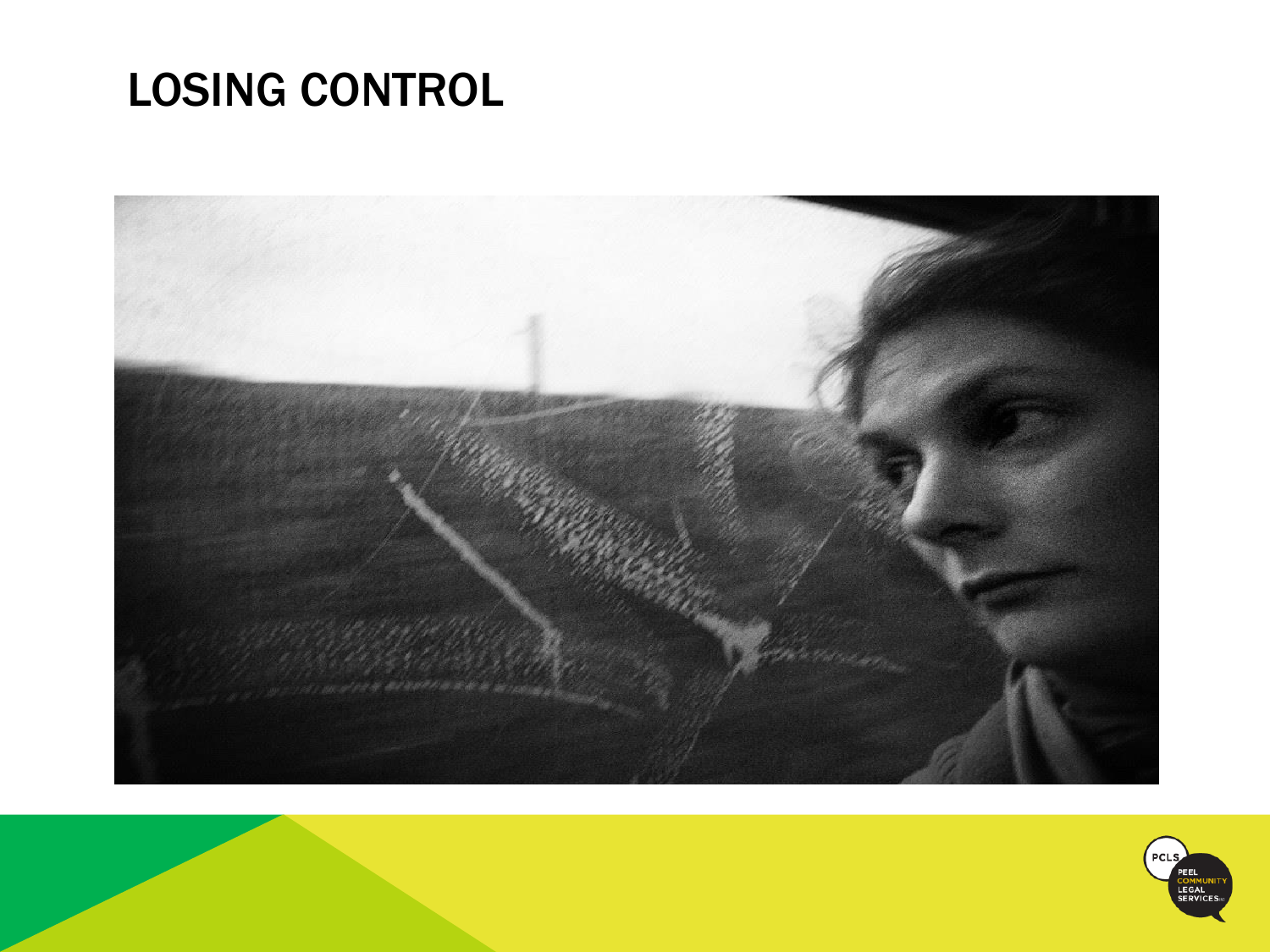# LOSING CONTROL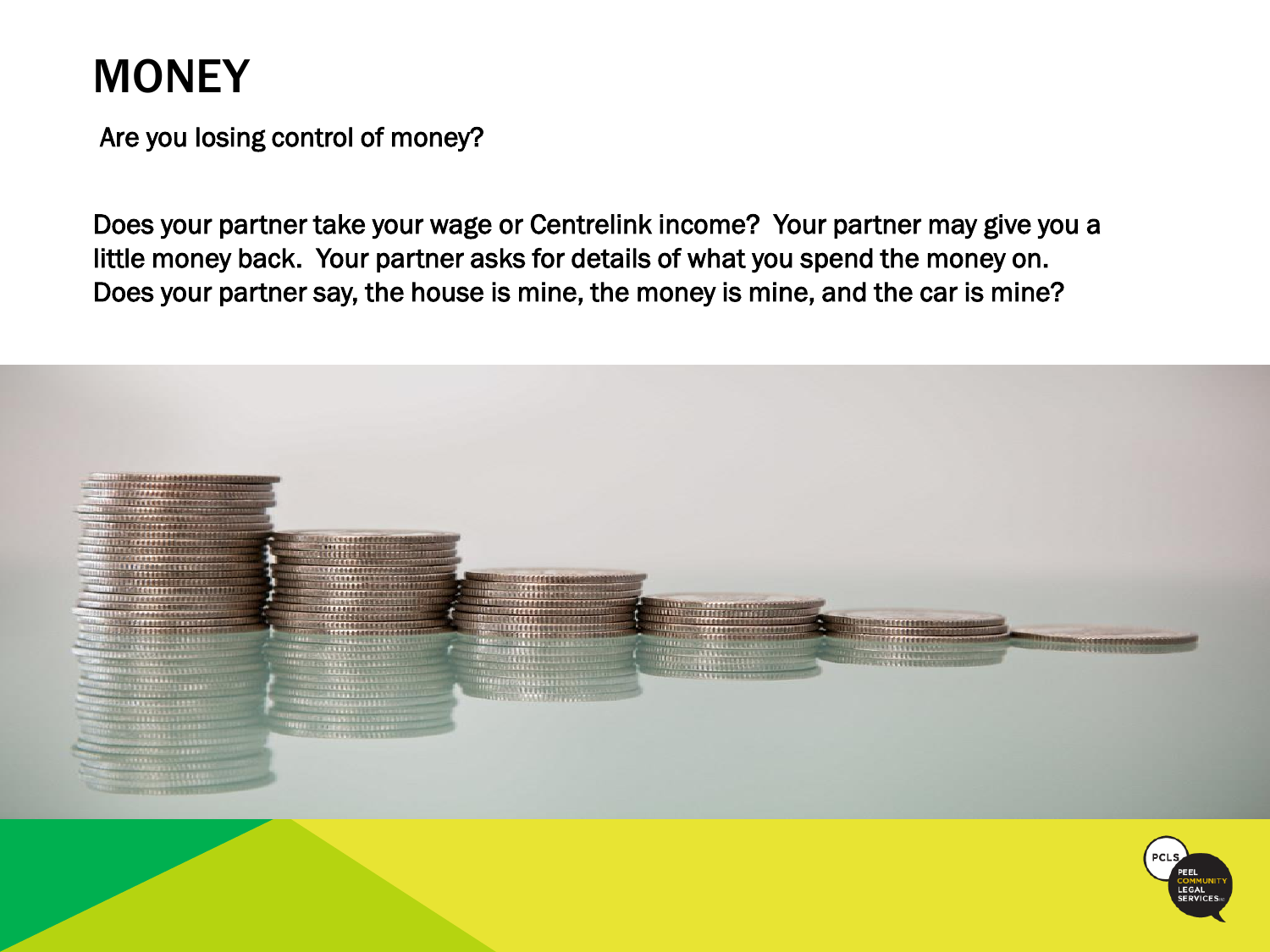# MONEY

Are you losing control of money?

Does your partner take your wage or Centrelink income? Your partner may give you a little money back. Your partner asks for details of what you spend the money on. Does your partner say, the house is mine, the money is mine, and the car is mine?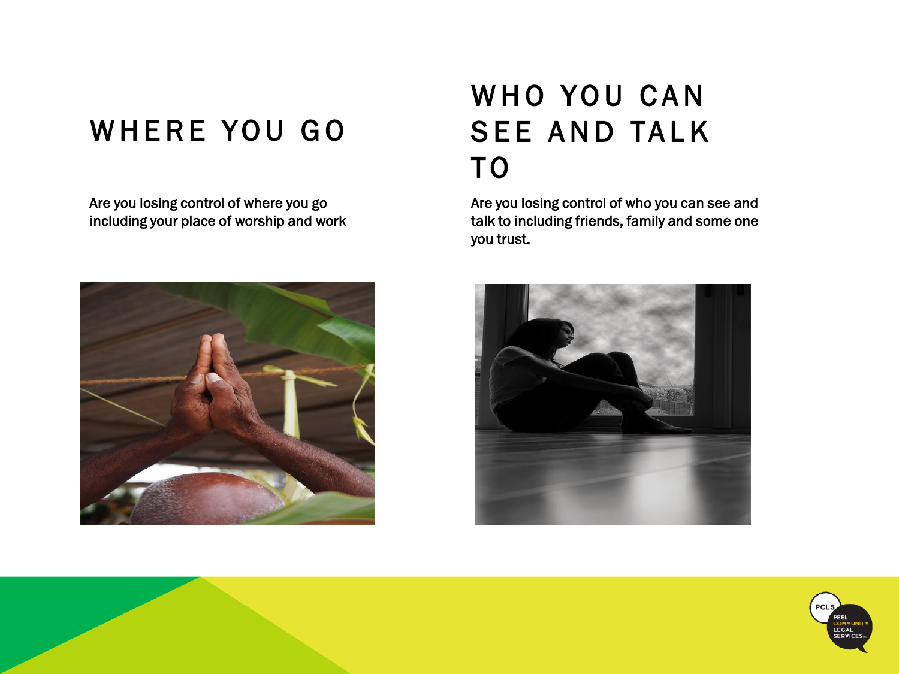## WHERE YOU GO

Are you losing control of where you go including your place of worship and work

## WHO YOU CAN SEE AND TALK TO

Are you losing control of who you can see and talk to including friends, family and some one you trust.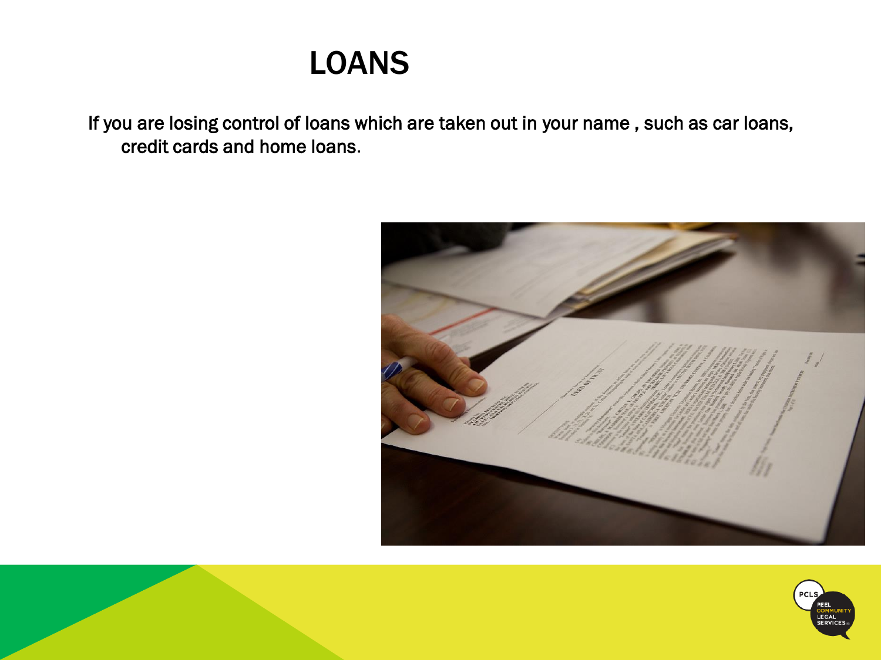# LOANS

If you are losing control of loans which are taken out in your name , such as car loans, credit cards and home loans.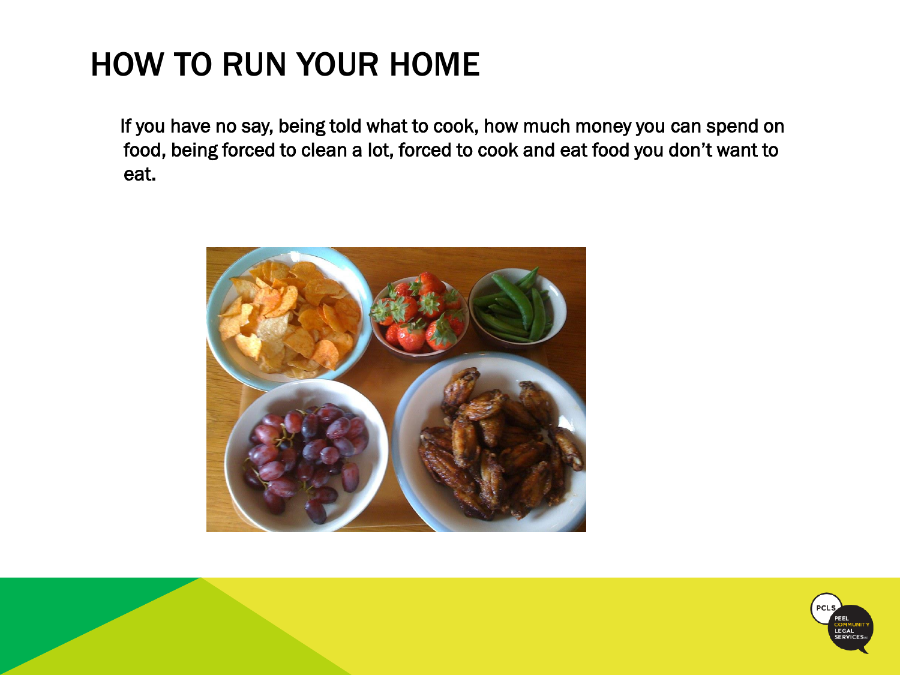# HOW TO RUN YOUR HOME

If you have no say, being told what to cook, how much money you can spend on food, being forced to clean a lot, forced to cook and eat food you don't want to eat.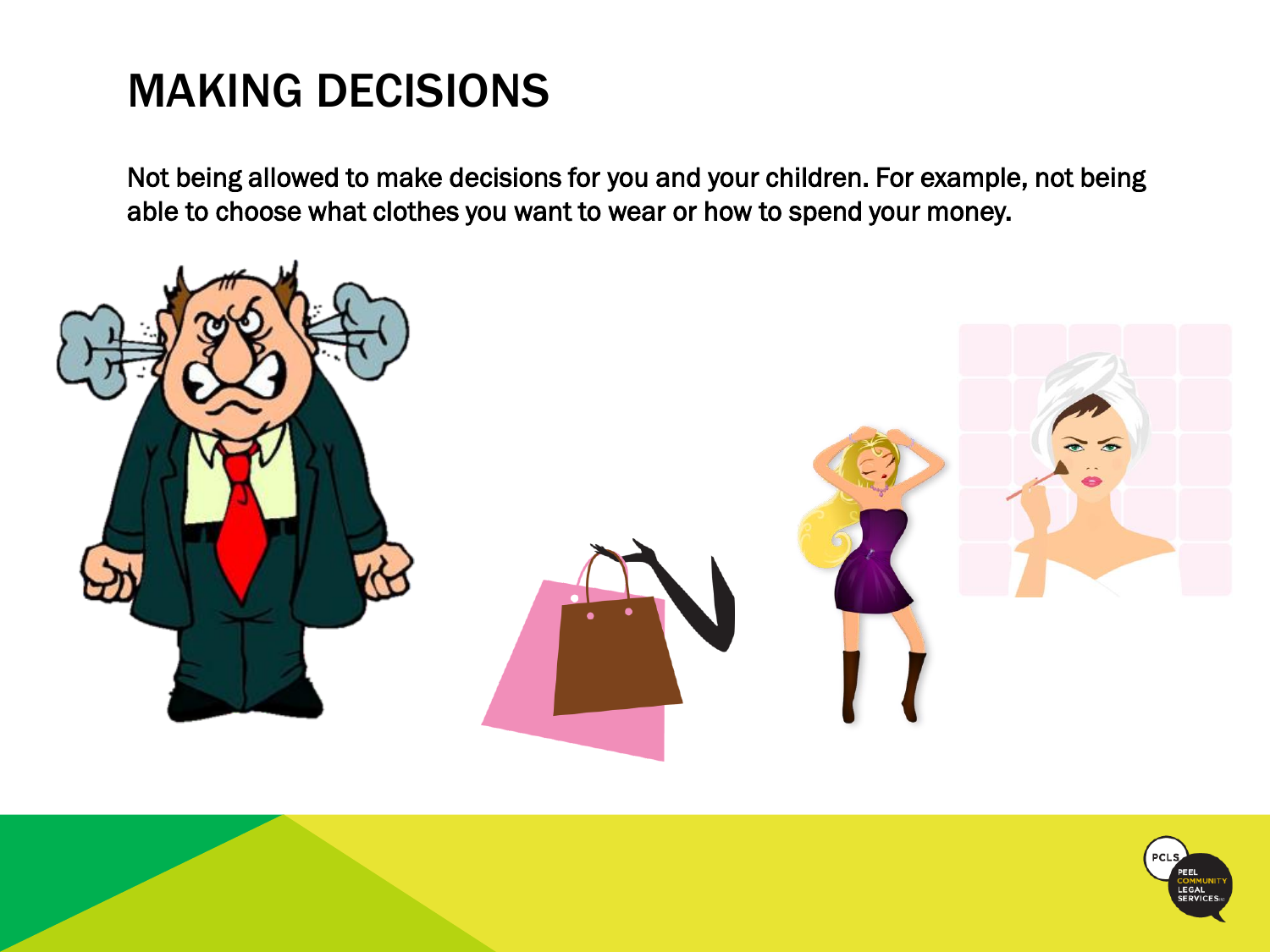# MAKING DECISIONS

Not being allowed to make decisions for you and your children. For example, not being able to choose what clothes you want to wear or how to spend your money.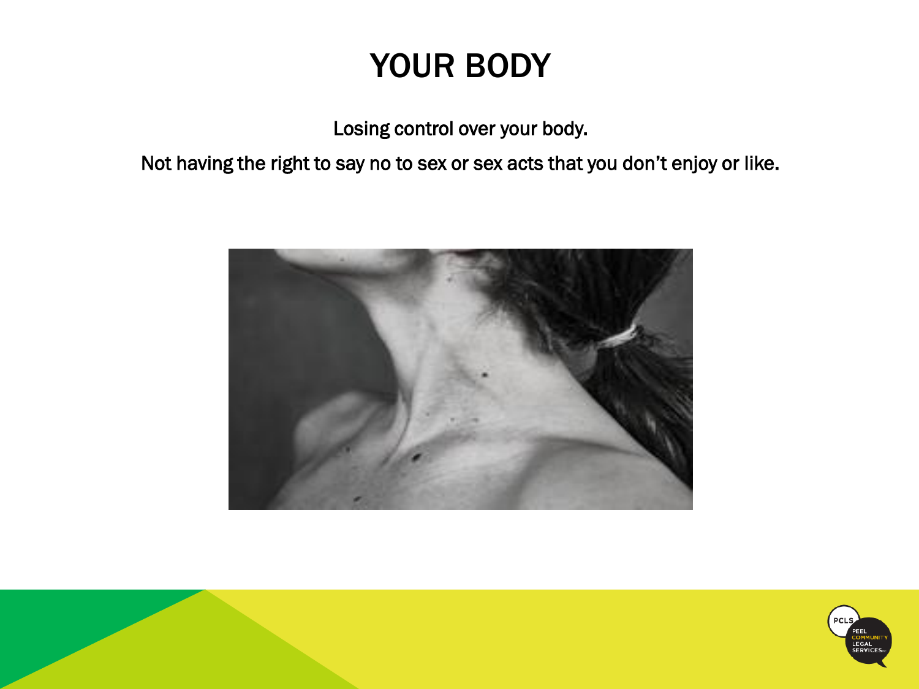# YOUR BODY

Losing control over your body.

Not having the right to say no to sex or sex acts that you don't enjoy or like.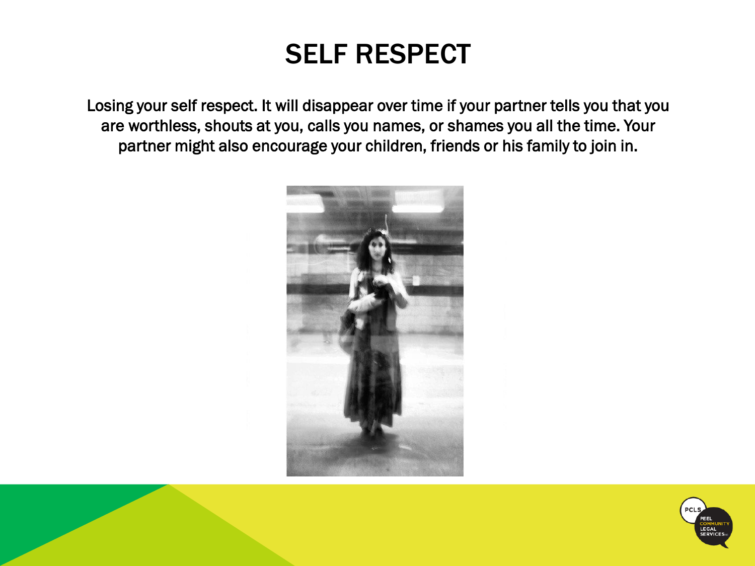# SELF RESPECT

Losing your self respect. It will disappear over time if your partner tells you that you are worthless, shouts at you, calls you names, or shames you all the time. Your partner might also encourage your children, friends or his family to join in.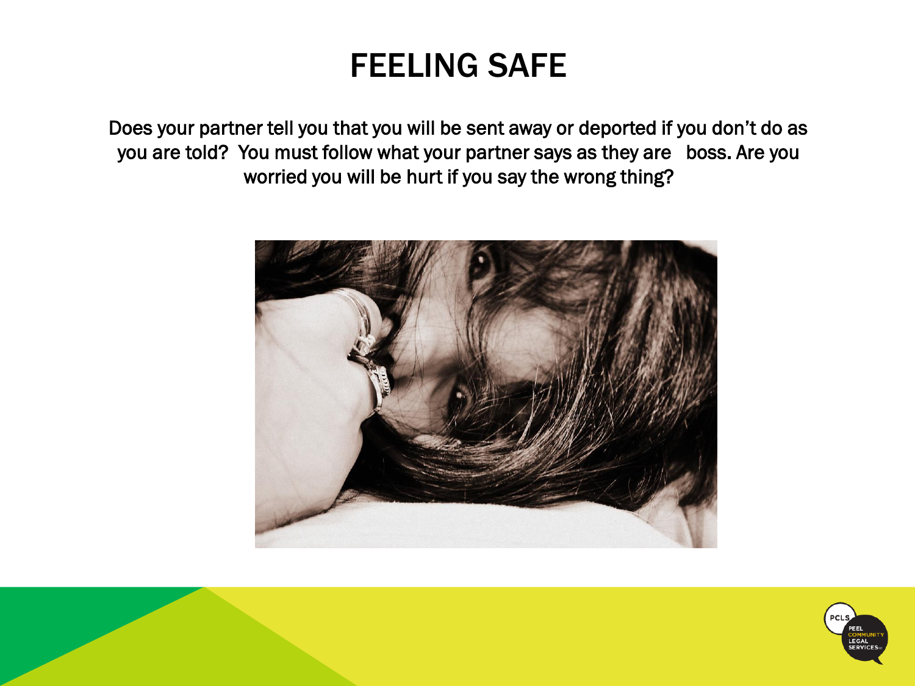# FEELING SAFE

Does your partner tell you that you will be sent away or deported if you don't do as you are told? You must follow what your partner says as they are boss. Are you worried you will be hurt if you say the wrong thing?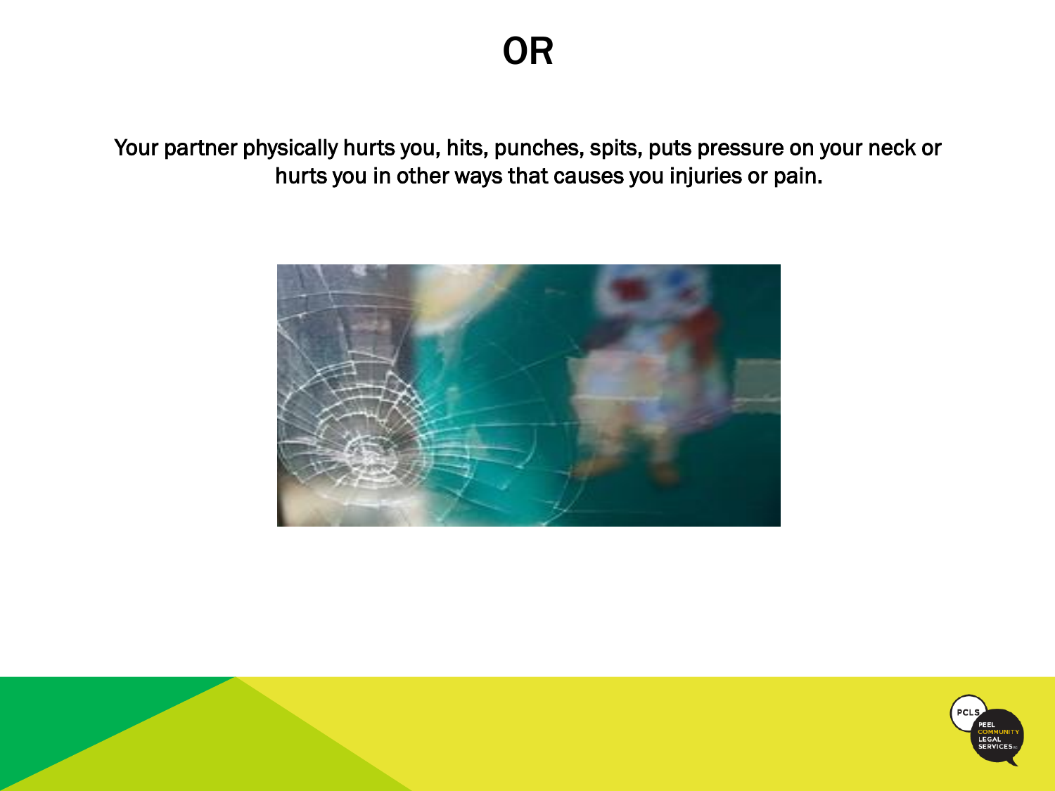# OR

Your partner physically hurts you, hits, punches, spits, puts pressure on your neck or hurts you in other ways that causes you injuries or pain.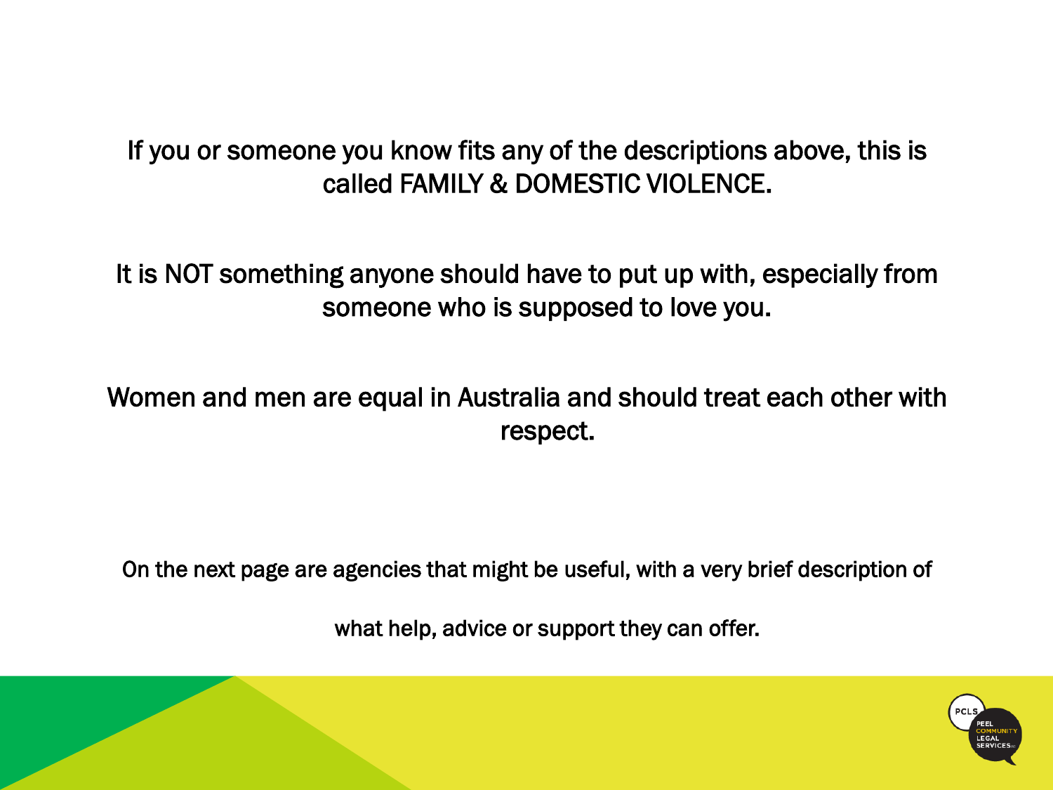If you or someone you know fits any of the descriptions above, this is called FAMILY & DOMESTIC VIOLENCE.

It is NOT something anyone should have to put up with, especially from someone who is supposed to love you.

Women and men are equal in Australia and should treat each other with respect.

On the next page are agencies that might be useful, with a very brief description of what help, advice or support they can offer.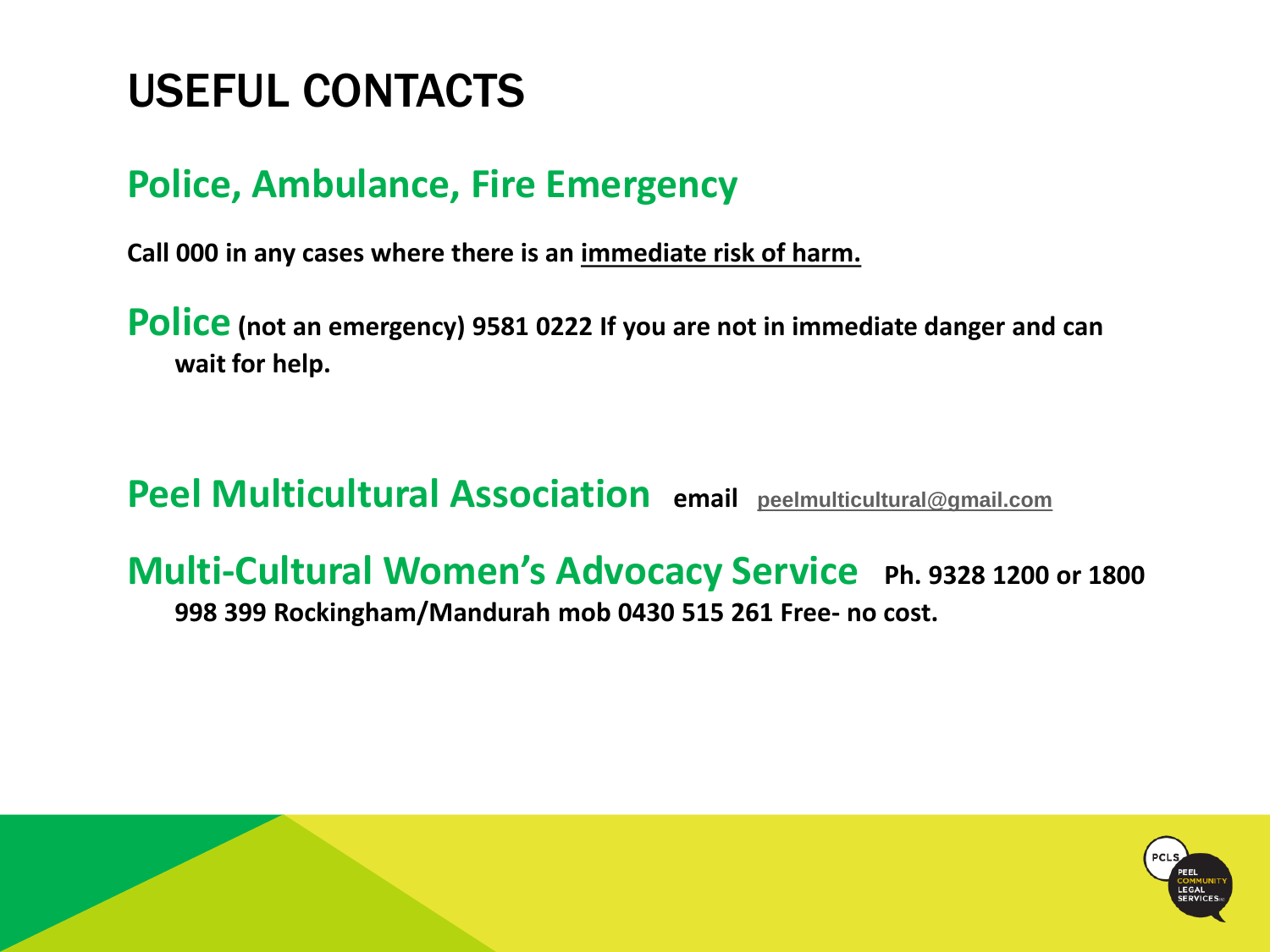# USEFUL CONTACTS

## Police, Ambulance, Fire Emergency

**Call 000 in any cases where there is an immediate risk of harm.**

**Police (not an emergency) 9581 0222 If you are not in immediate danger and can wait for help.**

**Peel Multicultural Association email peelmulticultural@gmail.com**

**Multi-Cultural Women's Advocacy Service Ph. 9328 1200 or 1800 998 399 Rockingham/Mandurah mob 0430 515 261 Free- no cost.**

PCLS PEEL COMMUNITY LEGAL SERVICES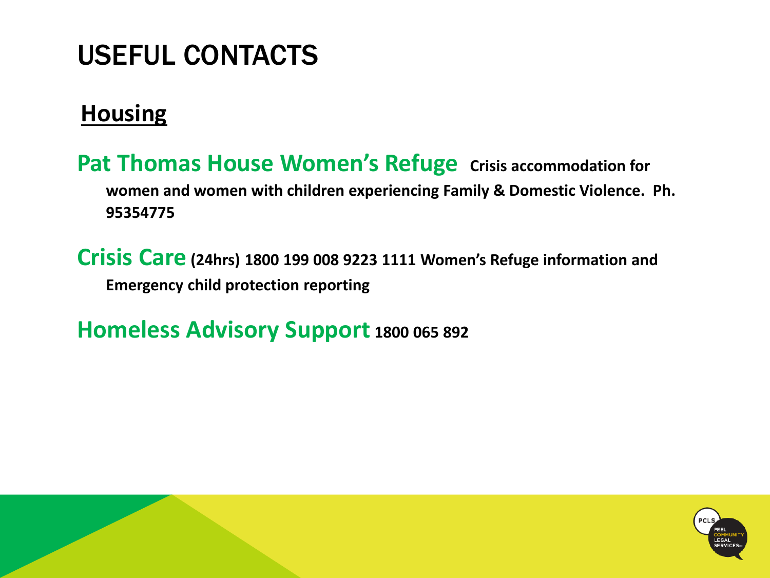# USEFUL CONTACTS

## Housing

**Pat Thomas House Women's Refuge** **Crisis accommodation for women and women with children experiencing Family & Domestic Violence. Ph. 95354775**

**Crisis Care** **(24hrs) 1800 199 008 9223 1111 Women's Refuge information and Emergency child protection reporting**

**Homeless Advisory Support** **1800 065 892**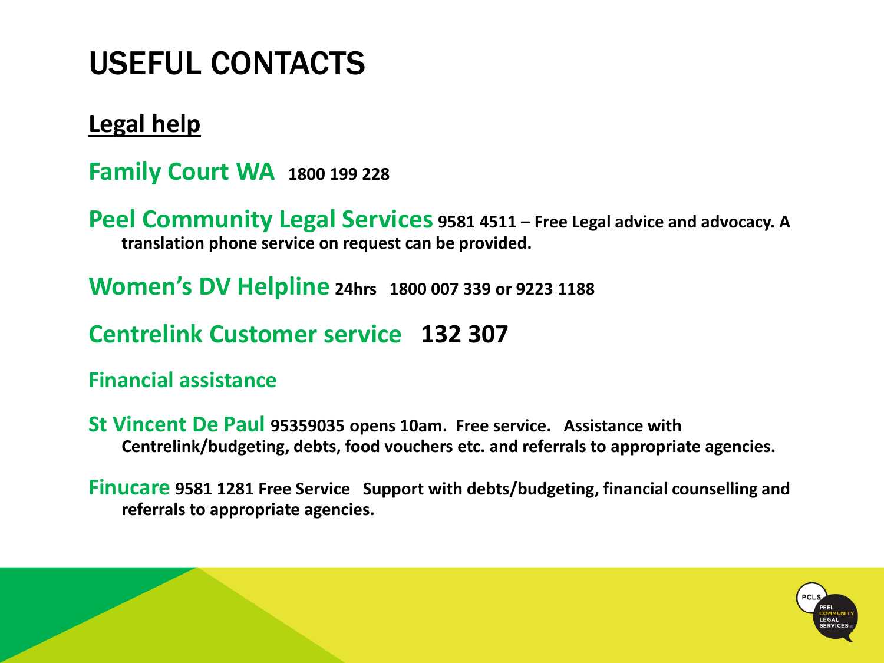# USEFUL CONTACTS

## Legal help

**Family Court WA** **1800 199 228**

**Peel Community Legal Services** **9581 4511 – Free Legal advice and advocacy. A translation phone service on request can be provided.**

**Women's DV Helpline** **24hrs 1800 007 339 or 9223 1188**

**Centrelink Customer service** **132 307**

### Financial assistance

**St Vincent De Paul** **95359035 opens 10am. Free service. Assistance with Centrelink/budgeting, debts, food vouchers etc. and referrals to appropriate agencies.**

**Finucare** **9581 1281 Free Service Support with debts/budgeting, financial counselling and referrals to appropriate agencies.**